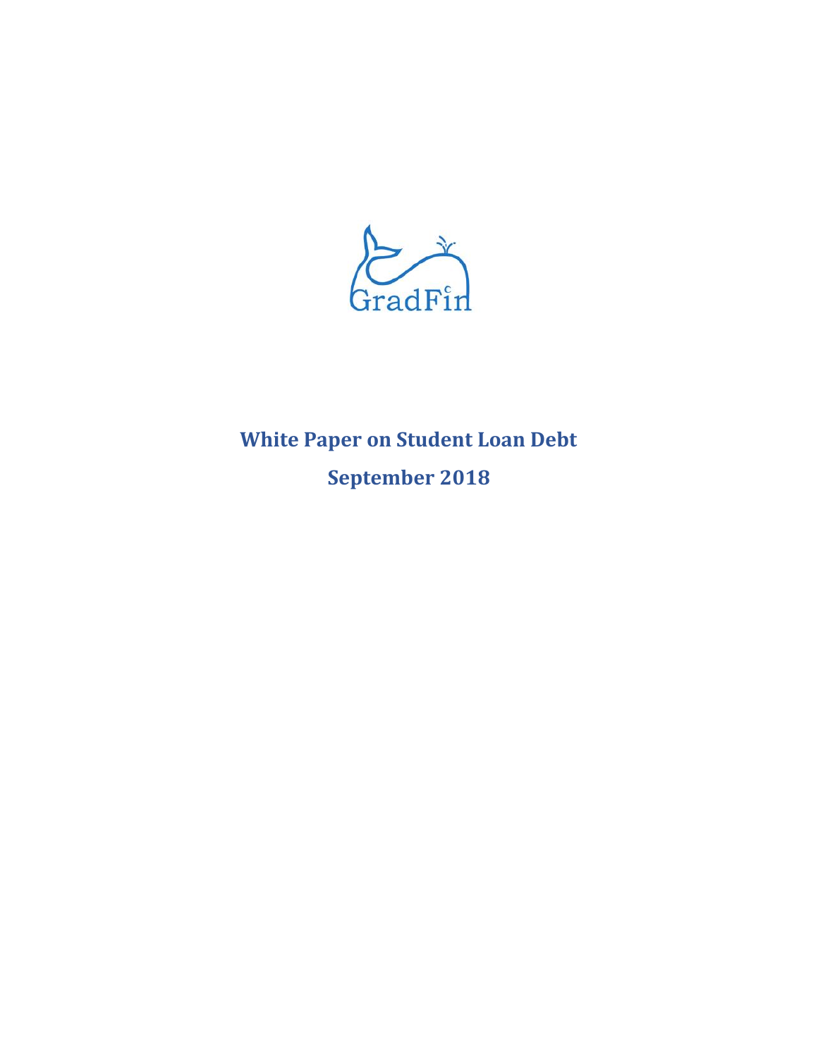GradFin

# White Paper on Student Loan Debt

## September 2018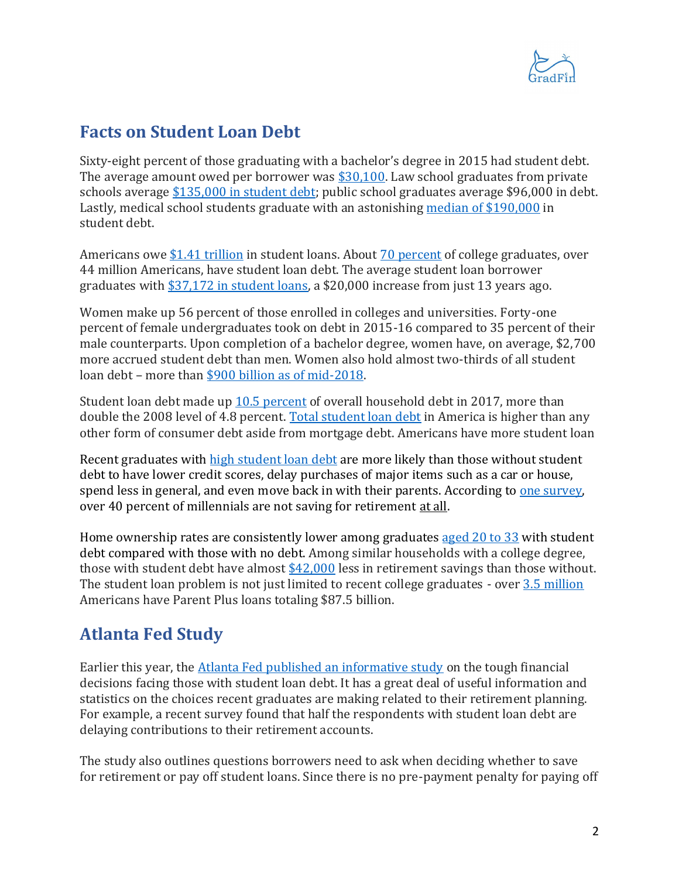## Facts on Student Loan Debt

Sixty-eight percent of those graduating with a bachelor's degree in 2015 had student debt. The average amount owed per borrower was $30,100. Law school graduates from private schools average $135,000 in student debt; public school graduates average $96,000 in debt. Lastly, medical school students graduate with an astonishing median of $190,000 in student debt.

Americans owe $1.41 trillion in student loans. About 70 percent of college graduates, over 44 million Americans, have student loan debt. The average student loan borrower graduates with $37,172 in student loans, a $20,000 increase from just 13 years ago.

Women make up 56 percent of those enrolled in colleges and universities. Forty-one percent of female undergraduates took on debt in 2015-16 compared to 35 percent of their male counterparts. Upon completion of a bachelor degree, women have, on average, $2,700 more accrued student debt than men. Women also hold almost two-thirds of all student loan debt – more than $900 billion as of mid-2018.

Student loan debt made up 10.5 percent of overall household debt in 2017, more than double the 2008 level of 4.8 percent. Total student loan debt in America is higher than any other form of consumer debt aside from mortgage debt. Americans have more student loan

Recent graduates with high student loan debt are more likely than those without student debt to have lower credit scores, delay purchases of major items such as a car or house, spend less in general, and even move back in with their parents. According to one survey, over 40 percent of millennials are not saving for retirement at all.

Home ownership rates are consistently lower among graduates aged 20 to 33 with student debt compared with those with no debt. Among similar households with a college degree, those with student debt have almost $42,000 less in retirement savings than those without. The student loan problem is not just limited to recent college graduates - over 3.5 million Americans have Parent Plus loans totaling $87.5 billion.

## Atlanta Fed Study

Earlier this year, the Atlanta Fed published an informative study on the tough financial decisions facing those with student loan debt. It has a great deal of useful information and statistics on the choices recent graduates are making related to their retirement planning. For example, a recent survey found that half the respondents with student loan debt are delaying contributions to their retirement accounts.

The study also outlines questions borrowers need to ask when deciding whether to save for retirement or pay off student loans. Since there is no pre-payment penalty for paying off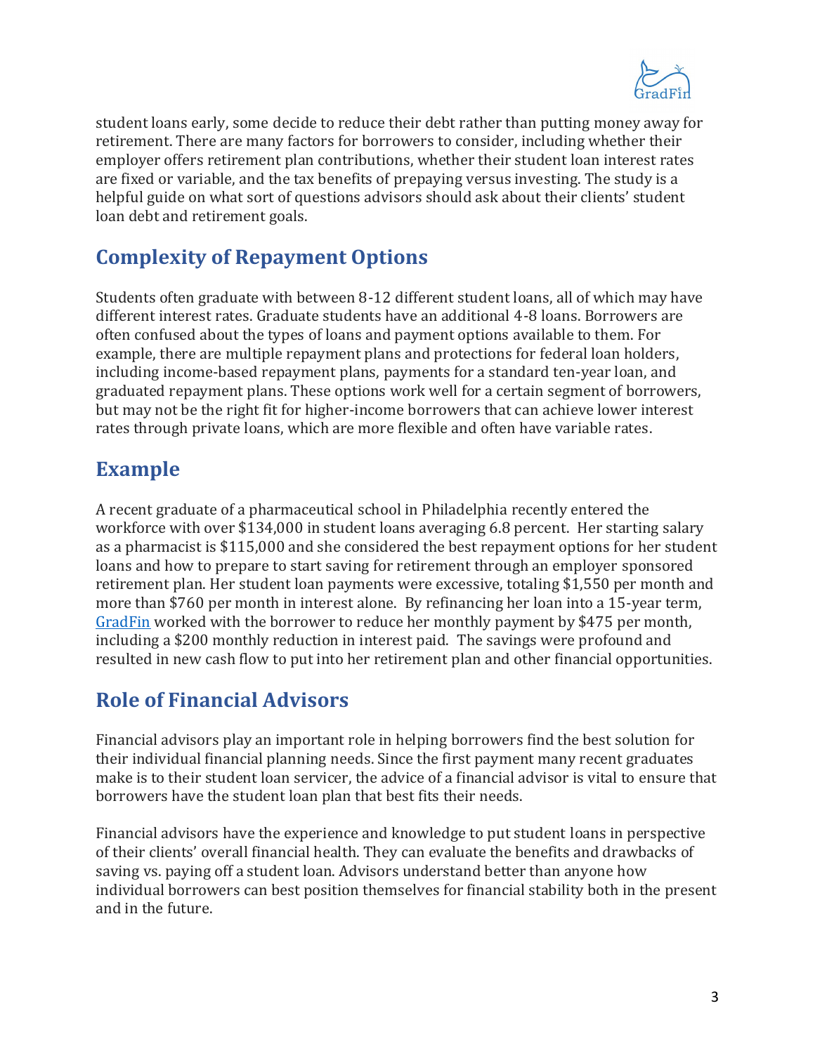student loans early, some decide to reduce their debt rather than putting money away for retirement. There are many factors for borrowers to consider, including whether their employer offers retirement plan contributions, whether their student loan interest rates are fixed or variable, and the tax benefits of prepaying versus investing. The study is a helpful guide on what sort of questions advisors should ask about their clients' student loan debt and retirement goals.

## Complexity of Repayment Options

Students often graduate with between 8-12 different student loans, all of which may have different interest rates. Graduate students have an additional 4-8 loans. Borrowers are often confused about the types of loans and payment options available to them. For example, there are multiple repayment plans and protections for federal loan holders, including income-based repayment plans, payments for a standard ten-year loan, and graduated repayment plans. These options work well for a certain segment of borrowers, but may not be the right fit for higher-income borrowers that can achieve lower interest rates through private loans, which are more flexible and often have variable rates.

## Example

A recent graduate of a pharmaceutical school in Philadelphia recently entered the workforce with over $134,000 in student loans averaging 6.8 percent. Her starting salary as a pharmacist is $115,000 and she considered the best repayment options for her student loans and how to prepare to start saving for retirement through an employer sponsored retirement plan. Her student loan payments were excessive, totaling $1,550 per month and more than $760 per month in interest alone. By refinancing her loan into a 15-year term, GradFin worked with the borrower to reduce her monthly payment by $475 per month, including a $200 monthly reduction in interest paid. The savings were profound and resulted in new cash flow to put into her retirement plan and other financial opportunities.

## Role of Financial Advisors

Financial advisors play an important role in helping borrowers find the best solution for their individual financial planning needs. Since the first payment many recent graduates make is to their student loan servicer, the advice of a financial advisor is vital to ensure that borrowers have the student loan plan that best fits their needs.

Financial advisors have the experience and knowledge to put student loans in perspective of their clients' overall financial health. They can evaluate the benefits and drawbacks of saving vs. paying off a student loan. Advisors understand better than anyone how individual borrowers can best position themselves for financial stability both in the present and in the future.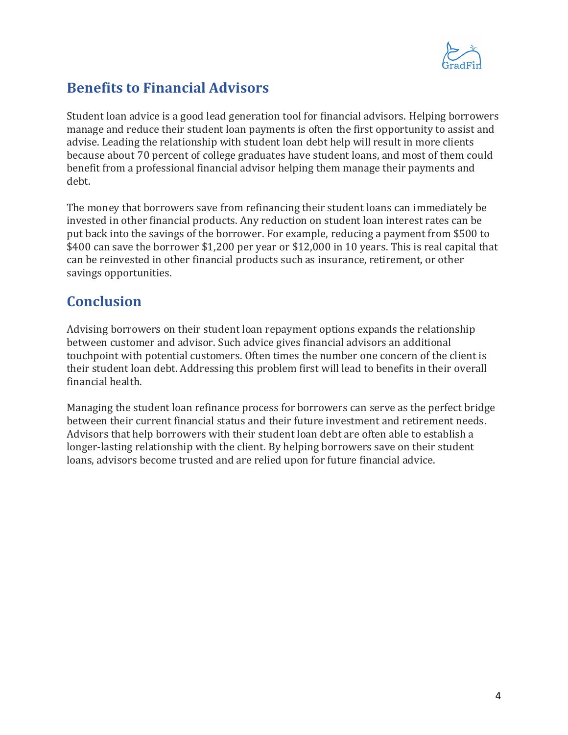## Benefits to Financial Advisors

Student loan advice is a good lead generation tool for financial advisors. Helping borrowers manage and reduce their student loan payments is often the first opportunity to assist and advise. Leading the relationship with student loan debt help will result in more clients because about 70 percent of college graduates have student loans, and most of them could benefit from a professional financial advisor helping them manage their payments and debt.

The money that borrowers save from refinancing their student loans can immediately be invested in other financial products. Any reduction on student loan interest rates can be put back into the savings of the borrower. For example, reducing a payment from $500 to $400 can save the borrower $1,200 per year or $12,000 in 10 years. This is real capital that can be reinvested in other financial products such as insurance, retirement, or other savings opportunities.

## Conclusion

Advising borrowers on their student loan repayment options expands the relationship between customer and advisor. Such advice gives financial advisors an additional touchpoint with potential customers. Often times the number one concern of the client is their student loan debt. Addressing this problem first will lead to benefits in their overall financial health.

Managing the student loan refinance process for borrowers can serve as the perfect bridge between their current financial status and their future investment and retirement needs. Advisors that help borrowers with their student loan debt are often able to establish a longer-lasting relationship with the client. By helping borrowers save on their student loans, advisors become trusted and are relied upon for future financial advice.